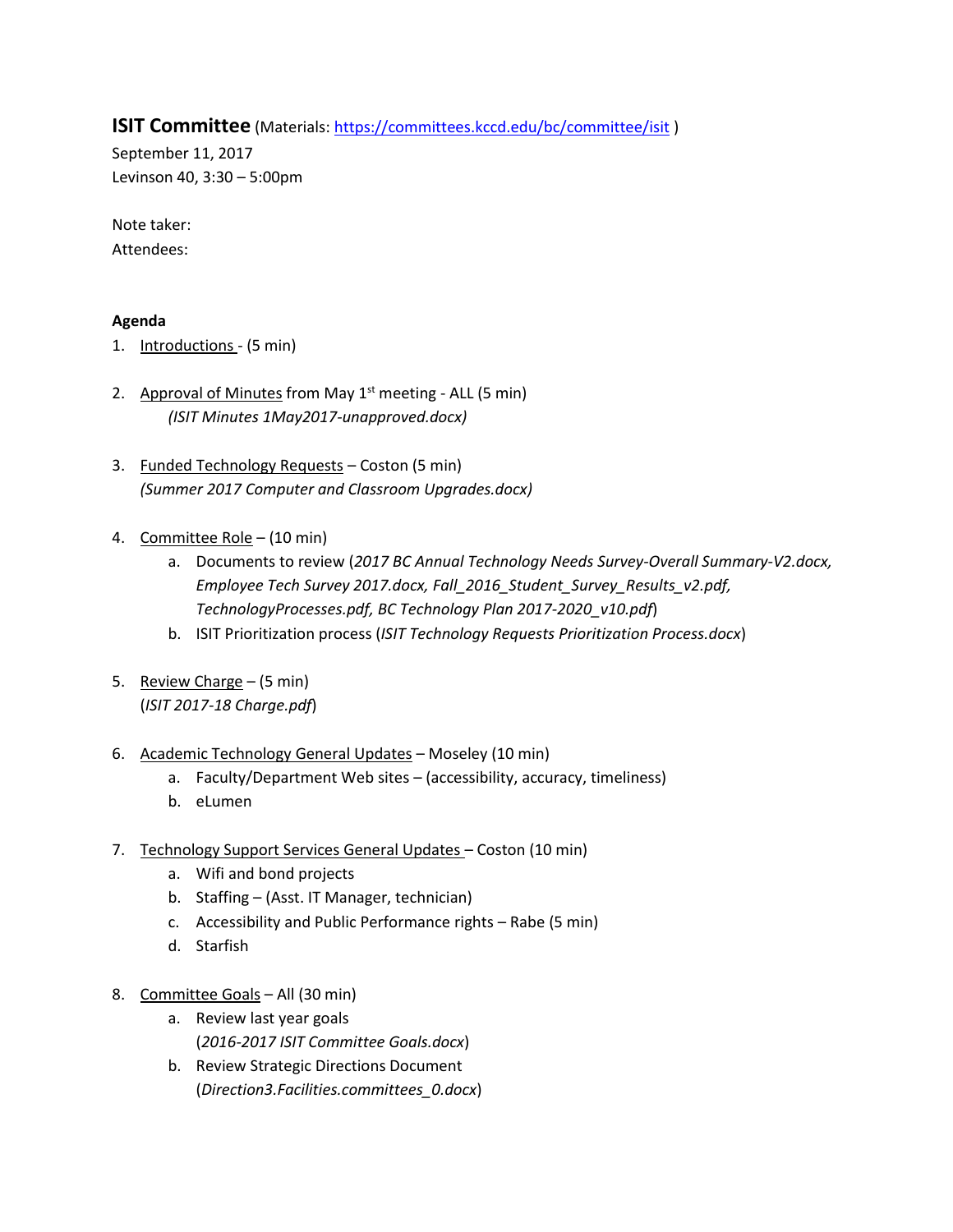## ISIT Committee (Materials: https://committees.kccd.edu/bc/committee/isit )

September 11, 2017
Levinson 40, 3:30 – 5:00pm

Note taker:
Attendees:

**Agenda**

1. Introductions - (5 min)

2. Approval of Minutes from May 1st meeting - ALL (5 min)
   *(ISIT Minutes 1May2017-unapproved.docx)*

3. Funded Technology Requests – Coston (5 min)
   *(Summer 2017 Computer and Classroom Upgrades.docx)*

4. Committee Role – (10 min)
   a. Documents to review (*2017 BC Annual Technology Needs Survey-Overall Summary-V2.docx, Employee Tech Survey 2017.docx, Fall_2016_Student_Survey_Results_v2.pdf, TechnologyProcesses.pdf, BC Technology Plan 2017-2020_v10.pdf*)
   b. ISIT Prioritization process (*ISIT Technology Requests Prioritization Process.docx*)

5. Review Charge – (5 min)
   (*ISIT 2017-18 Charge.pdf*)

6. Academic Technology General Updates – Moseley (10 min)
   a. Faculty/Department Web sites – (accessibility, accuracy, timeliness)
   b. eLumen

7. Technology Support Services General Updates – Coston (10 min)
   a. Wifi and bond projects
   b. Staffing – (Asst. IT Manager, technician)
   c. Accessibility and Public Performance rights – Rabe (5 min)
   d. Starfish

8. Committee Goals – All (30 min)
   a. Review last year goals
      (*2016-2017 ISIT Committee Goals.docx*)
   b. Review Strategic Directions Document
      (*Direction3.Facilities.committees_0.docx*)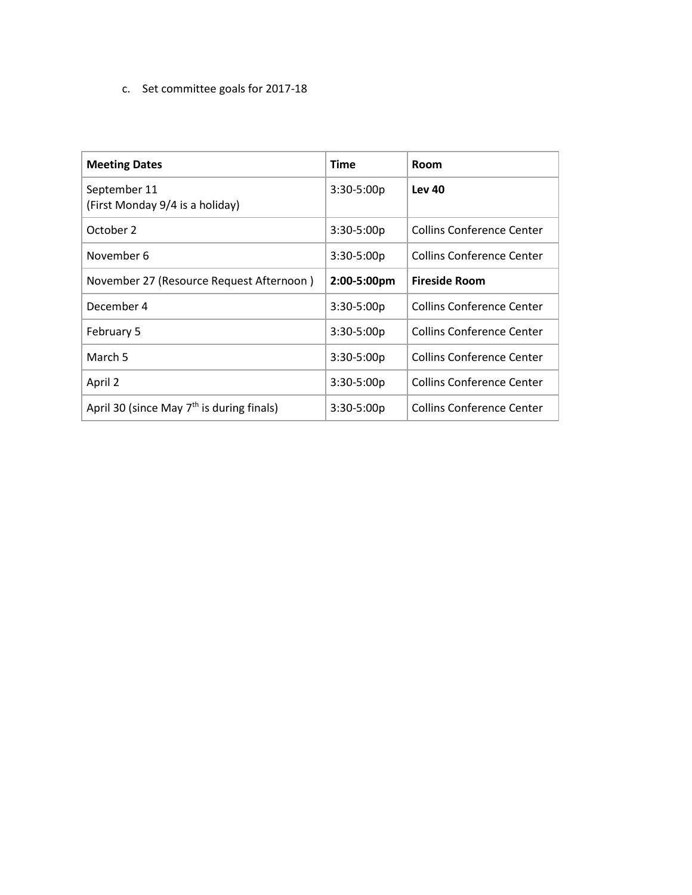c. Set committee goals for 2017-18

| **Meeting Dates** | **Time** | **Room** |
| --- | --- | --- |
| September 11 (First Monday 9/4 is a holiday) | 3:30-5:00p | **Lev 40** |
| October 2 | 3:30-5:00p | Collins Conference Center |
| November 6 | 3:30-5:00p | Collins Conference Center |
| November 27 (Resource Request Afternoon ) | **2:00-5:00pm** | **Fireside Room** |
| December 4 | 3:30-5:00p | Collins Conference Center |
| February 5 | 3:30-5:00p | Collins Conference Center |
| March 5 | 3:30-5:00p | Collins Conference Center |
| April 2 | 3:30-5:00p | Collins Conference Center |
| April 30 (since May 7th is during finals) | 3:30-5:00p | Collins Conference Center |